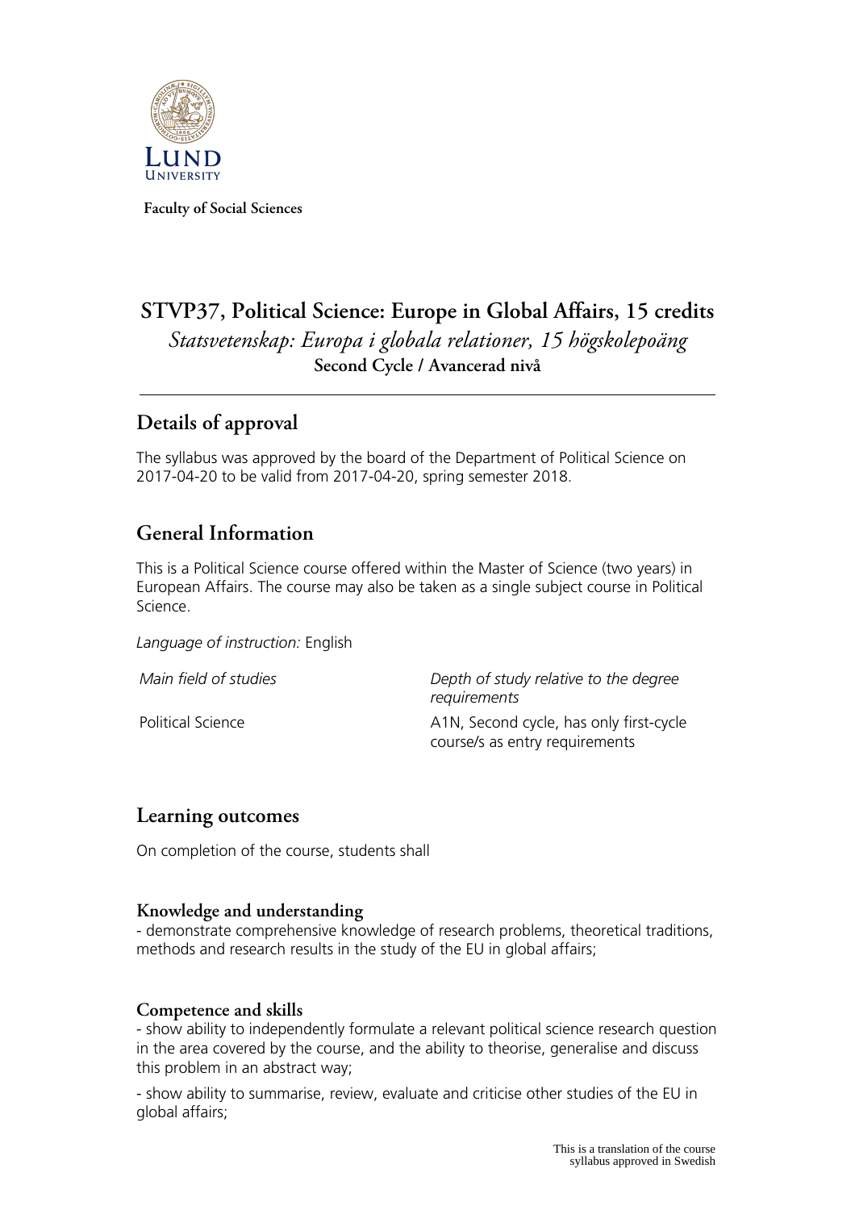Faculty of Social Sciences

# STVP37, Political Science: Europe in Global Affairs, 15 credits

*Statsvetenskap: Europa i globala relationer, 15 högskolepoäng*

**Second Cycle / Avancerad nivå**

## Details of approval

The syllabus was approved by the board of the Department of Political Science on 2017-04-20 to be valid from 2017-04-20, spring semester 2018.

## General Information

This is a Political Science course offered within the Master of Science (two years) in European Affairs. The course may also be taken as a single subject course in Political Science.

*Language of instruction:* English

| *Main field of studies* | *Depth of study relative to the degree requirements* |
| --- | --- |
| Political Science | A1N, Second cycle, has only first-cycle course/s as entry requirements |

## Learning outcomes

On completion of the course, students shall

### Knowledge and understanding

- demonstrate comprehensive knowledge of research problems, theoretical traditions, methods and research results in the study of the EU in global affairs;

### Competence and skills

- show ability to independently formulate a relevant political science research question in the area covered by the course, and the ability to theorise, generalise and discuss this problem in an abstract way;

- show ability to summarise, review, evaluate and criticise other studies of the EU in global affairs;

This is a translation of the course syllabus approved in Swedish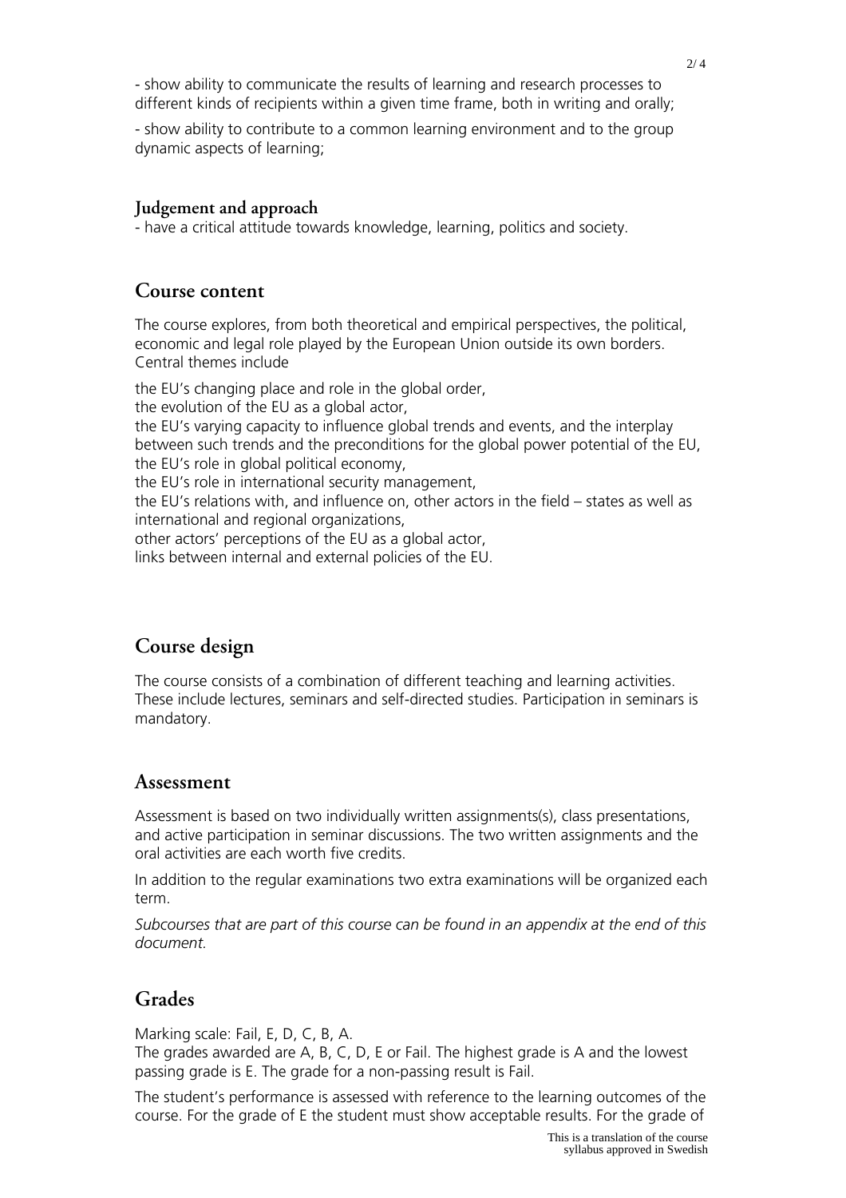- show ability to communicate the results of learning and research processes to different kinds of recipients within a given time frame, both in writing and orally;

- show ability to contribute to a common learning environment and to the group dynamic aspects of learning;

### Judgement and approach

- have a critical attitude towards knowledge, learning, politics and society.

## Course content

The course explores, from both theoretical and empirical perspectives, the political, economic and legal role played by the European Union outside its own borders. Central themes include

the EU's changing place and role in the global order,
the evolution of the EU as a global actor,
the EU's varying capacity to influence global trends and events, and the interplay between such trends and the preconditions for the global power potential of the EU,
the EU's role in global political economy,
the EU's role in international security management,
the EU's relations with, and influence on, other actors in the field – states as well as international and regional organizations,
other actors' perceptions of the EU as a global actor,
links between internal and external policies of the EU.

## Course design

The course consists of a combination of different teaching and learning activities. These include lectures, seminars and self-directed studies. Participation in seminars is mandatory.

## Assessment

Assessment is based on two individually written assignments(s), class presentations, and active participation in seminar discussions. The two written assignments and the oral activities are each worth five credits.

In addition to the regular examinations two extra examinations will be organized each term.

*Subcourses that are part of this course can be found in an appendix at the end of this document.*

## Grades

Marking scale: Fail, E, D, C, B, A.
The grades awarded are A, B, C, D, E or Fail. The highest grade is A and the lowest passing grade is E. The grade for a non-passing result is Fail.

The student's performance is assessed with reference to the learning outcomes of the course. For the grade of E the student must show acceptable results. For the grade of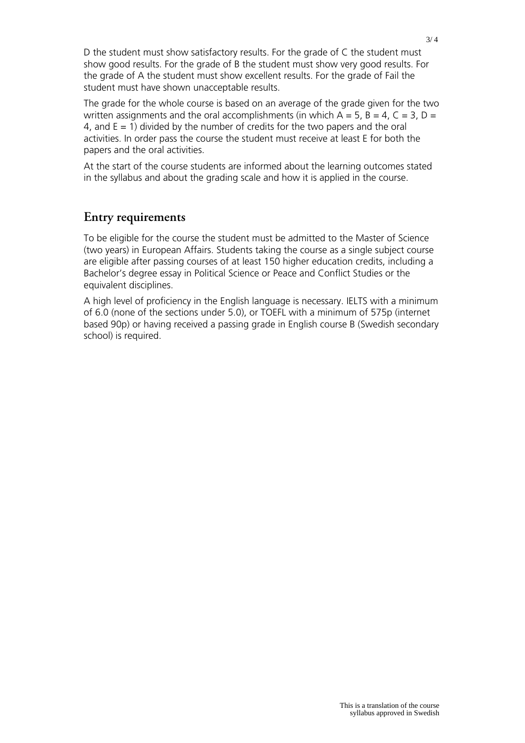D the student must show satisfactory results. For the grade of C the student must show good results. For the grade of B the student must show very good results. For the grade of A the student must show excellent results. For the grade of Fail the student must have shown unacceptable results.

The grade for the whole course is based on an average of the grade given for the two written assignments and the oral accomplishments (in which A = 5, B = 4, C = 3, D = 4, and E = 1) divided by the number of credits for the two papers and the oral activities. In order pass the course the student must receive at least E for both the papers and the oral activities.

At the start of the course students are informed about the learning outcomes stated in the syllabus and about the grading scale and how it is applied in the course.

## Entry requirements

To be eligible for the course the student must be admitted to the Master of Science (two years) in European Affairs. Students taking the course as a single subject course are eligible after passing courses of at least 150 higher education credits, including a Bachelor's degree essay in Political Science or Peace and Conflict Studies or the equivalent disciplines.

A high level of proficiency in the English language is necessary. IELTS with a minimum of 6.0 (none of the sections under 5.0), or TOEFL with a minimum of 575p (internet based 90p) or having received a passing grade in English course B (Swedish secondary school) is required.

This is a translation of the course syllabus approved in Swedish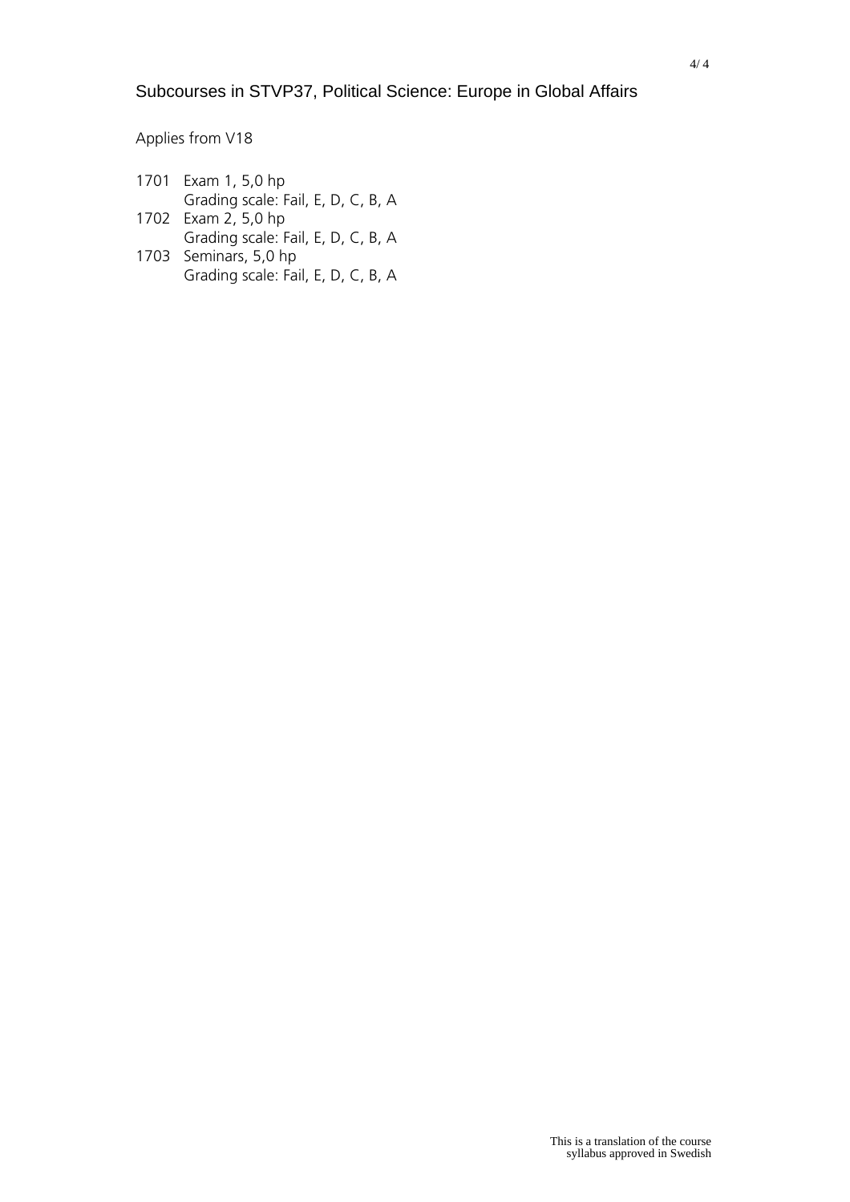## Subcourses in STVP37, Political Science: Europe in Global Affairs

Applies from V18

1701 Exam 1, 5,0 hp
Grading scale: Fail, E, D, C, B, A

1702 Exam 2, 5,0 hp
Grading scale: Fail, E, D, C, B, A

1703 Seminars, 5,0 hp
Grading scale: Fail, E, D, C, B, A

This is a translation of the course syllabus approved in Swedish